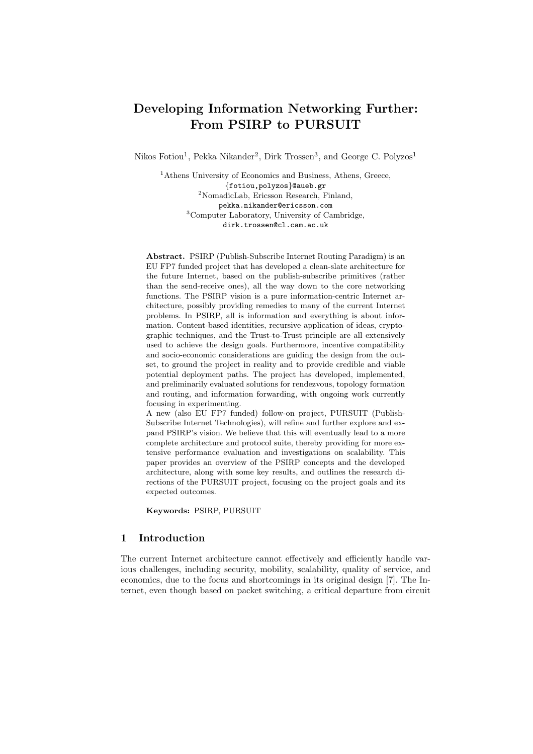# Developing Information Networking Further: From PSIRP to PURSUIT

Nikos Fotiou[1], Pekka Nikander[2], Dirk Trossen[3], and George C. Polyzos[1]

[1]Athens University of Economics and Business, Athens, Greece,
{fotiou,polyzos}@aueb.gr
[2]NomadicLab, Ericsson Research, Finland,
pekka.nikander@ericsson.com
[3]Computer Laboratory, University of Cambridge,
dirk.trossen@cl.cam.ac.uk

**Abstract.** PSIRP (Publish-Subscribe Internet Routing Paradigm) is an EU FP7 funded project that has developed a clean-slate architecture for the future Internet, based on the publish-subscribe primitives (rather than the send-receive ones), all the way down to the core networking functions. The PSIRP vision is a pure information-centric Internet architecture, possibly providing remedies to many of the current Internet problems. In PSIRP, all is information and everything is about information. Content-based identities, recursive application of ideas, cryptographic techniques, and the Trust-to-Trust principle are all extensively used to achieve the design goals. Furthermore, incentive compatibility and socio-economic considerations are guiding the design from the outset, to ground the project in reality and to provide credible and viable potential deployment paths. The project has developed, implemented, and preliminarily evaluated solutions for rendezvous, topology formation and routing, and information forwarding, with ongoing work currently focusing in experimenting.
A new (also EU FP7 funded) follow-on project, PURSUIT (Publish-Subscribe Internet Technologies), will refine and further explore and expand PSIRP's vision. We believe that this will eventually lead to a more complete architecture and protocol suite, thereby providing for more extensive performance evaluation and investigations on scalability. This paper provides an overview of the PSIRP concepts and the developed architecture, along with some key results, and outlines the research directions of the PURSUIT project, focusing on the project goals and its expected outcomes.

**Keywords:** PSIRP, PURSUIT

## 1 Introduction

The current Internet architecture cannot effectively and efficiently handle various challenges, including security, mobility, scalability, quality of service, and economics, due to the focus and shortcomings in its original design [7]. The Internet, even though based on packet switching, a critical departure from circuit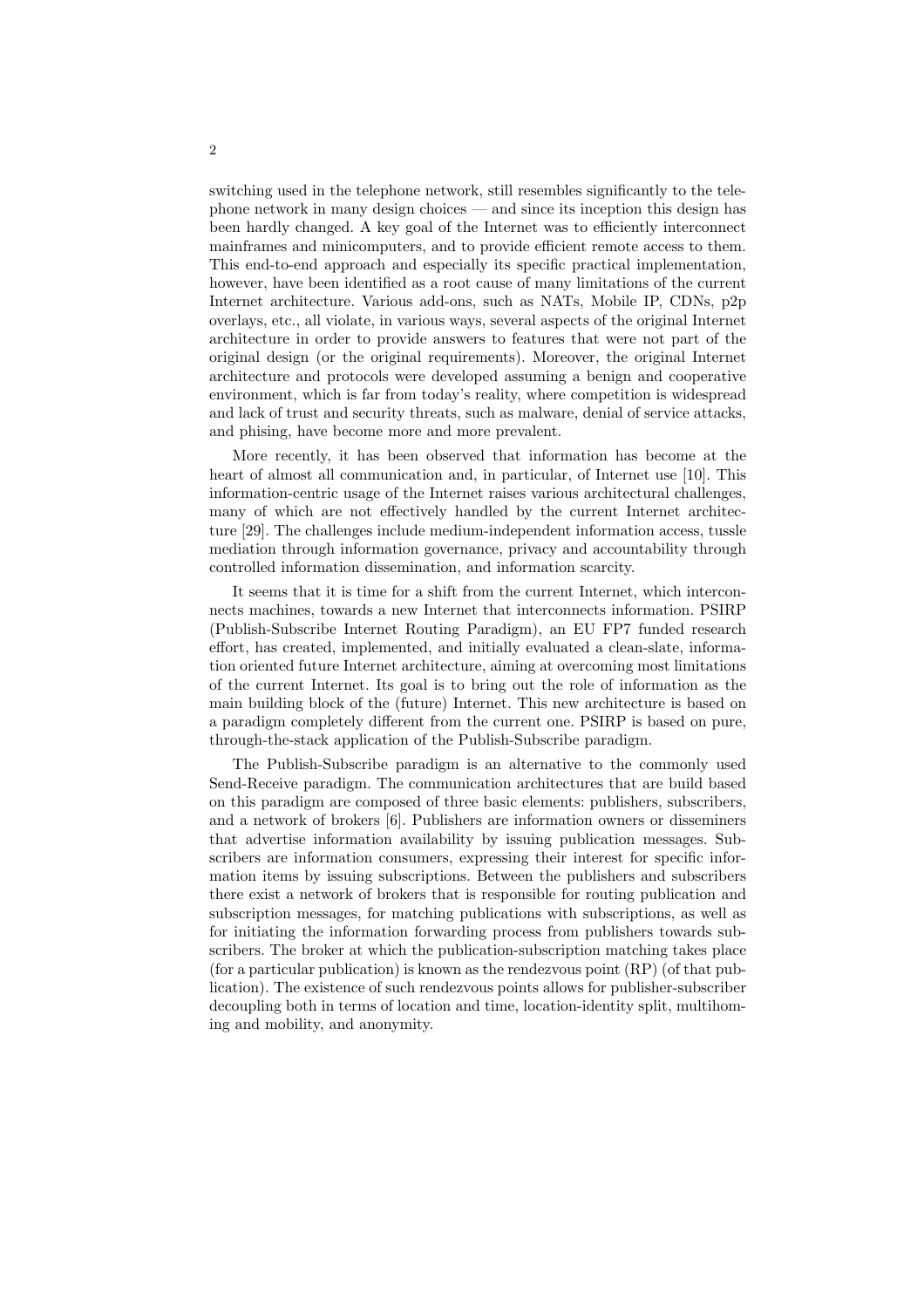switching used in the telephone network, still resembles significantly to the telephone network in many design choices — and since its inception this design has been hardly changed. A key goal of the Internet was to efficiently interconnect mainframes and minicomputers, and to provide efficient remote access to them. This end-to-end approach and especially its specific practical implementation, however, have been identified as a root cause of many limitations of the current Internet architecture. Various add-ons, such as NATs, Mobile IP, CDNs, p2p overlays, etc., all violate, in various ways, several aspects of the original Internet architecture in order to provide answers to features that were not part of the original design (or the original requirements). Moreover, the original Internet architecture and protocols were developed assuming a benign and cooperative environment, which is far from today's reality, where competition is widespread and lack of trust and security threats, such as malware, denial of service attacks, and phising, have become more and more prevalent.

More recently, it has been observed that information has become at the heart of almost all communication and, in particular, of Internet use [10]. This information-centric usage of the Internet raises various architectural challenges, many of which are not effectively handled by the current Internet architecture [29]. The challenges include medium-independent information access, tussle mediation through information governance, privacy and accountability through controlled information dissemination, and information scarcity.

It seems that it is time for a shift from the current Internet, which interconnects machines, towards a new Internet that interconnects information. PSIRP (Publish-Subscribe Internet Routing Paradigm), an EU FP7 funded research effort, has created, implemented, and initially evaluated a clean-slate, information oriented future Internet architecture, aiming at overcoming most limitations of the current Internet. Its goal is to bring out the role of information as the main building block of the (future) Internet. This new architecture is based on a paradigm completely different from the current one. PSIRP is based on pure, through-the-stack application of the Publish-Subscribe paradigm.

The Publish-Subscribe paradigm is an alternative to the commonly used Send-Receive paradigm. The communication architectures that are build based on this paradigm are composed of three basic elements: publishers, subscribers, and a network of brokers [6]. Publishers are information owners or disseminers that advertise information availability by issuing publication messages. Subscribers are information consumers, expressing their interest for specific information items by issuing subscriptions. Between the publishers and subscribers there exist a network of brokers that is responsible for routing publication and subscription messages, for matching publications with subscriptions, as well as for initiating the information forwarding process from publishers towards subscribers. The broker at which the publication-subscription matching takes place (for a particular publication) is known as the rendezvous point (RP) (of that publication). The existence of such rendezvous points allows for publisher-subscriber decoupling both in terms of location and time, location-identity split, multihoming and mobility, and anonymity.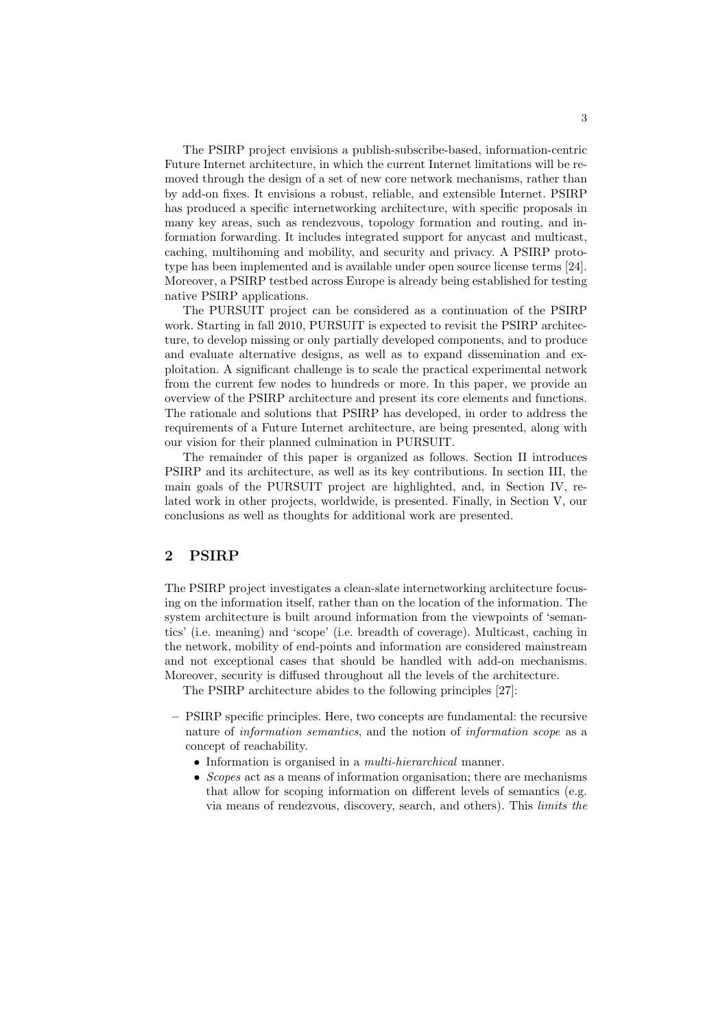The PSIRP project envisions a publish-subscribe-based, information-centric Future Internet architecture, in which the current Internet limitations will be removed through the design of a set of new core network mechanisms, rather than by add-on fixes. It envisions a robust, reliable, and extensible Internet. PSIRP has produced a specific internetworking architecture, with specific proposals in many key areas, such as rendezvous, topology formation and routing, and information forwarding. It includes integrated support for anycast and multicast, caching, multihoming and mobility, and security and privacy. A PSIRP prototype has been implemented and is available under open source license terms [24]. Moreover, a PSIRP testbed across Europe is already being established for testing native PSIRP applications.

The PURSUIT project can be considered as a continuation of the PSIRP work. Starting in fall 2010, PURSUIT is expected to revisit the PSIRP architecture, to develop missing or only partially developed components, and to produce and evaluate alternative designs, as well as to expand dissemination and exploitation. A significant challenge is to scale the practical experimental network from the current few nodes to hundreds or more. In this paper, we provide an overview of the PSIRP architecture and present its core elements and functions. The rationale and solutions that PSIRP has developed, in order to address the requirements of a Future Internet architecture, are being presented, along with our vision for their planned culmination in PURSUIT.

The remainder of this paper is organized as follows. Section II introduces PSIRP and its architecture, as well as its key contributions. In section III, the main goals of the PURSUIT project are highlighted, and, in Section IV, related work in other projects, worldwide, is presented. Finally, in Section V, our conclusions as well as thoughts for additional work are presented.

## 2 PSIRP

The PSIRP project investigates a clean-slate internetworking architecture focusing on the information itself, rather than on the location of the information. The system architecture is built around information from the viewpoints of 'semantics' (i.e. meaning) and 'scope' (i.e. breadth of coverage). Multicast, caching in the network, mobility of end-points and information are considered mainstream and not exceptional cases that should be handled with add-on mechanisms. Moreover, security is diffused throughout all the levels of the architecture.

The PSIRP architecture abides to the following principles [27]:

- PSIRP specific principles. Here, two concepts are fundamental: the recursive nature of *information semantics*, and the notion of *information scope* as a concept of reachability.
  - Information is organised in a *multi-hierarchical* manner.
  - *Scopes* act as a means of information organisation; there are mechanisms that allow for scoping information on different levels of semantics (e.g. via means of rendezvous, discovery, search, and others). This *limits the*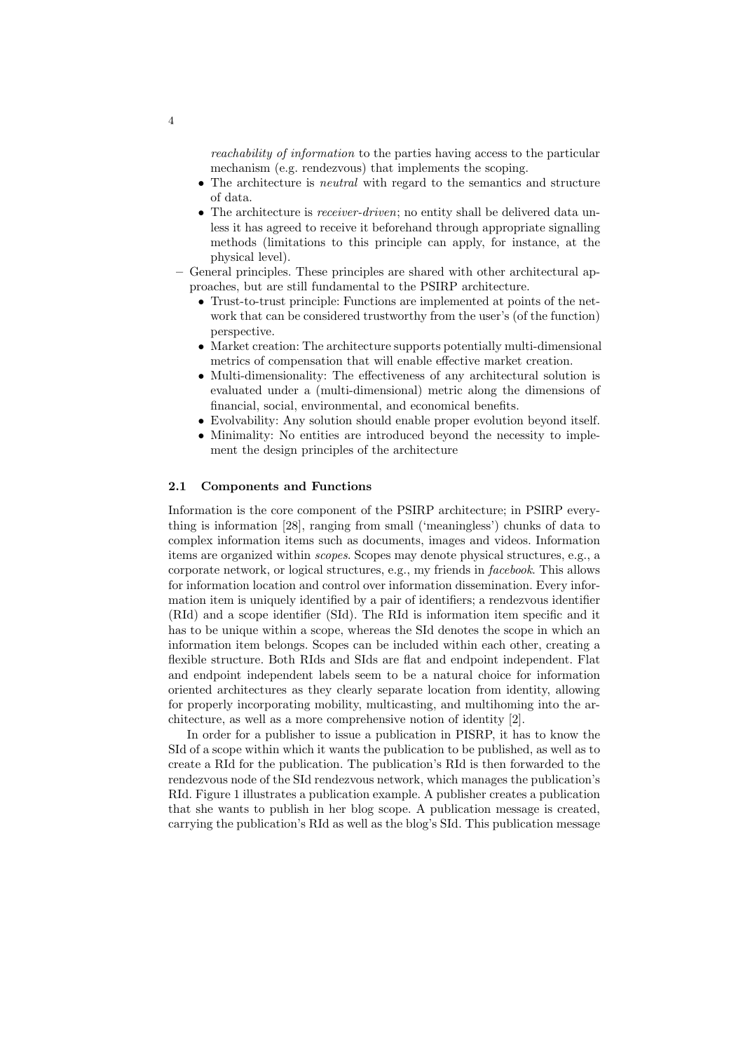*reachability of information* to the parties having access to the particular mechanism (e.g. rendezvous) that implements the scoping.
  - The architecture is *neutral* with regard to the semantics and structure of data.
  - The architecture is *receiver-driven*; no entity shall be delivered data unless it has agreed to receive it beforehand through appropriate signalling methods (limitations to this principle can apply, for instance, at the physical level).
- General principles. These principles are shared with other architectural approaches, but are still fundamental to the PSIRP architecture.
  - Trust-to-trust principle: Functions are implemented at points of the network that can be considered trustworthy from the user's (of the function) perspective.
  - Market creation: The architecture supports potentially multi-dimensional metrics of compensation that will enable effective market creation.
  - Multi-dimensionality: The effectiveness of any architectural solution is evaluated under a (multi-dimensional) metric along the dimensions of financial, social, environmental, and economical benefits.
  - Evolvability: Any solution should enable proper evolution beyond itself.
  - Minimality: No entities are introduced beyond the necessity to implement the design principles of the architecture

### 2.1 Components and Functions

Information is the core component of the PSIRP architecture; in PSIRP everything is information [28], ranging from small ('meaningless') chunks of data to complex information items such as documents, images and videos. Information items are organized within *scopes*. Scopes may denote physical structures, e.g., a corporate network, or logical structures, e.g., my friends in *facebook*. This allows for information location and control over information dissemination. Every information item is uniquely identified by a pair of identifiers; a rendezvous identifier (RId) and a scope identifier (SId). The RId is information item specific and it has to be unique within a scope, whereas the SId denotes the scope in which an information item belongs. Scopes can be included within each other, creating a flexible structure. Both RIds and SIds are flat and endpoint independent. Flat and endpoint independent labels seem to be a natural choice for information oriented architectures as they clearly separate location from identity, allowing for properly incorporating mobility, multicasting, and multihoming into the architecture, as well as a more comprehensive notion of identity [2].

In order for a publisher to issue a publication in PISRP, it has to know the SId of a scope within which it wants the publication to be published, as well as to create a RId for the publication. The publication's RId is then forwarded to the rendezvous node of the SId rendezvous network, which manages the publication's RId. Figure 1 illustrates a publication example. A publisher creates a publication that she wants to publish in her blog scope. A publication message is created, carrying the publication's RId as well as the blog's SId. This publication message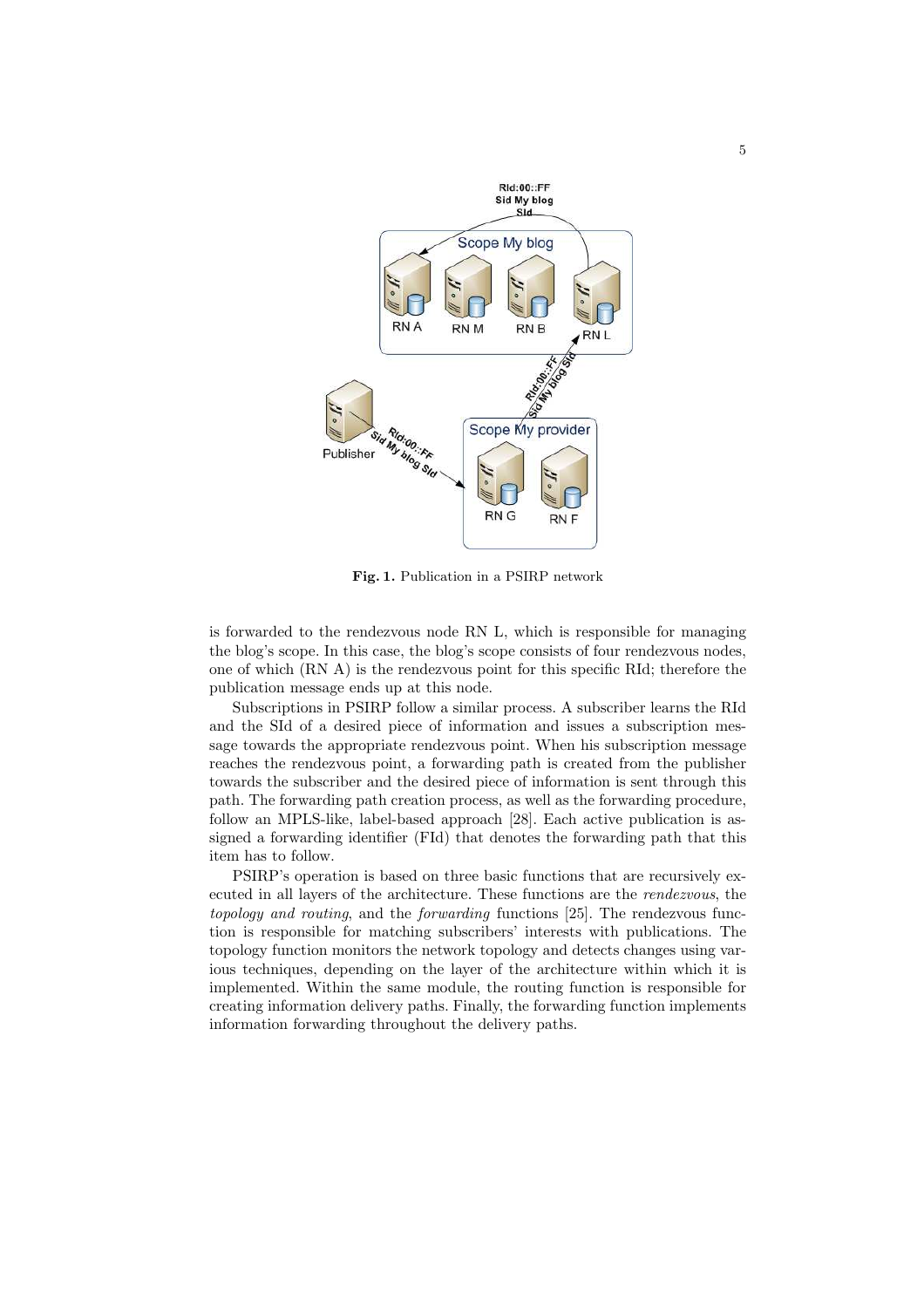**Fig. 1.** Publication in a PSIRP network

is forwarded to the rendezvous node RN L, which is responsible for managing the blog's scope. In this case, the blog's scope consists of four rendezvous nodes, one of which (RN A) is the rendezvous point for this specific RId; therefore the publication message ends up at this node.

Subscriptions in PSIRP follow a similar process. A subscriber learns the RId and the SId of a desired piece of information and issues a subscription message towards the appropriate rendezvous point. When his subscription message reaches the rendezvous point, a forwarding path is created from the publisher towards the subscriber and the desired piece of information is sent through this path. The forwarding path creation process, as well as the forwarding procedure, follow an MPLS-like, label-based approach [28]. Each active publication is assigned a forwarding identifier (FId) that denotes the forwarding path that this item has to follow.

PSIRP's operation is based on three basic functions that are recursively executed in all layers of the architecture. These functions are the *rendezvous*, the *topology and routing*, and the *forwarding* functions [25]. The rendezvous function is responsible for matching subscribers' interests with publications. The topology function monitors the network topology and detects changes using various techniques, depending on the layer of the architecture within which it is implemented. Within the same module, the routing function is responsible for creating information delivery paths. Finally, the forwarding function implements information forwarding throughout the delivery paths.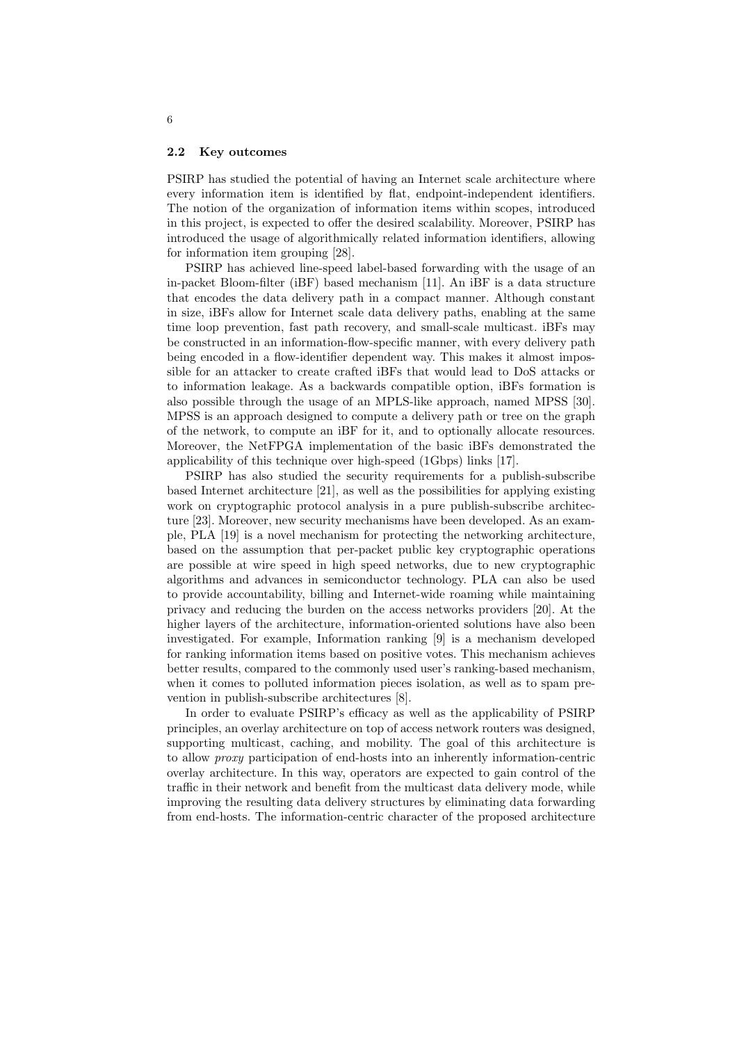### 2.2 Key outcomes

PSIRP has studied the potential of having an Internet scale architecture where every information item is identified by flat, endpoint-independent identifiers. The notion of the organization of information items within scopes, introduced in this project, is expected to offer the desired scalability. Moreover, PSIRP has introduced the usage of algorithmically related information identifiers, allowing for information item grouping [28].

PSIRP has achieved line-speed label-based forwarding with the usage of an in-packet Bloom-filter (iBF) based mechanism [11]. An iBF is a data structure that encodes the data delivery path in a compact manner. Although constant in size, iBFs allow for Internet scale data delivery paths, enabling at the same time loop prevention, fast path recovery, and small-scale multicast. iBFs may be constructed in an information-flow-specific manner, with every delivery path being encoded in a flow-identifier dependent way. This makes it almost impossible for an attacker to create crafted iBFs that would lead to DoS attacks or to information leakage. As a backwards compatible option, iBFs formation is also possible through the usage of an MPLS-like approach, named MPSS [30]. MPSS is an approach designed to compute a delivery path or tree on the graph of the network, to compute an iBF for it, and to optionally allocate resources. Moreover, the NetFPGA implementation of the basic iBFs demonstrated the applicability of this technique over high-speed (1Gbps) links [17].

PSIRP has also studied the security requirements for a publish-subscribe based Internet architecture [21], as well as the possibilities for applying existing work on cryptographic protocol analysis in a pure publish-subscribe architecture [23]. Moreover, new security mechanisms have been developed. As an example, PLA [19] is a novel mechanism for protecting the networking architecture, based on the assumption that per-packet public key cryptographic operations are possible at wire speed in high speed networks, due to new cryptographic algorithms and advances in semiconductor technology. PLA can also be used to provide accountability, billing and Internet-wide roaming while maintaining privacy and reducing the burden on the access networks providers [20]. At the higher layers of the architecture, information-oriented solutions have also been investigated. For example, Information ranking [9] is a mechanism developed for ranking information items based on positive votes. This mechanism achieves better results, compared to the commonly used user's ranking-based mechanism, when it comes to polluted information pieces isolation, as well as to spam prevention in publish-subscribe architectures [8].

In order to evaluate PSIRP's efficacy as well as the applicability of PSIRP principles, an overlay architecture on top of access network routers was designed, supporting multicast, caching, and mobility. The goal of this architecture is to allow *proxy* participation of end-hosts into an inherently information-centric overlay architecture. In this way, operators are expected to gain control of the traffic in their network and benefit from the multicast data delivery mode, while improving the resulting data delivery structures by eliminating data forwarding from end-hosts. The information-centric character of the proposed architecture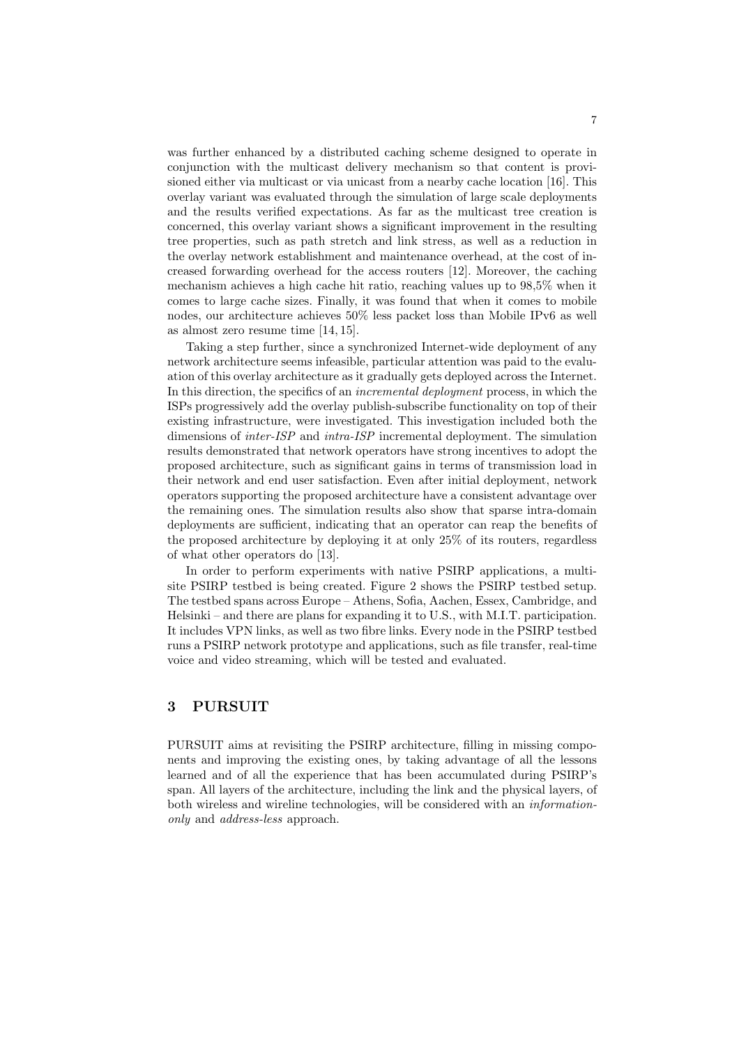was further enhanced by a distributed caching scheme designed to operate in conjunction with the multicast delivery mechanism so that content is provisioned either via multicast or via unicast from a nearby cache location [16]. This overlay variant was evaluated through the simulation of large scale deployments and the results verified expectations. As far as the multicast tree creation is concerned, this overlay variant shows a significant improvement in the resulting tree properties, such as path stretch and link stress, as well as a reduction in the overlay network establishment and maintenance overhead, at the cost of increased forwarding overhead for the access routers [12]. Moreover, the caching mechanism achieves a high cache hit ratio, reaching values up to 98,5% when it comes to large cache sizes. Finally, it was found that when it comes to mobile nodes, our architecture achieves 50% less packet loss than Mobile IPv6 as well as almost zero resume time [14, 15].

Taking a step further, since a synchronized Internet-wide deployment of any network architecture seems infeasible, particular attention was paid to the evaluation of this overlay architecture as it gradually gets deployed across the Internet. In this direction, the specifics of an *incremental deployment* process, in which the ISPs progressively add the overlay publish-subscribe functionality on top of their existing infrastructure, were investigated. This investigation included both the dimensions of *inter-ISP* and *intra-ISP* incremental deployment. The simulation results demonstrated that network operators have strong incentives to adopt the proposed architecture, such as significant gains in terms of transmission load in their network and end user satisfaction. Even after initial deployment, network operators supporting the proposed architecture have a consistent advantage over the remaining ones. The simulation results also show that sparse intra-domain deployments are sufficient, indicating that an operator can reap the benefits of the proposed architecture by deploying it at only 25% of its routers, regardless of what other operators do [13].

In order to perform experiments with native PSIRP applications, a multi-site PSIRP testbed is being created. Figure 2 shows the PSIRP testbed setup. The testbed spans across Europe – Athens, Sofia, Aachen, Essex, Cambridge, and Helsinki – and there are plans for expanding it to U.S., with M.I.T. participation. It includes VPN links, as well as two fibre links. Every node in the PSIRP testbed runs a PSIRP network prototype and applications, such as file transfer, real-time voice and video streaming, which will be tested and evaluated.

## 3 PURSUIT

PURSUIT aims at revisiting the PSIRP architecture, filling in missing components and improving the existing ones, by taking advantage of all the lessons learned and of all the experience that has been accumulated during PSIRP's span. All layers of the architecture, including the link and the physical layers, of both wireless and wireline technologies, will be considered with an *information-only* and *address-less* approach.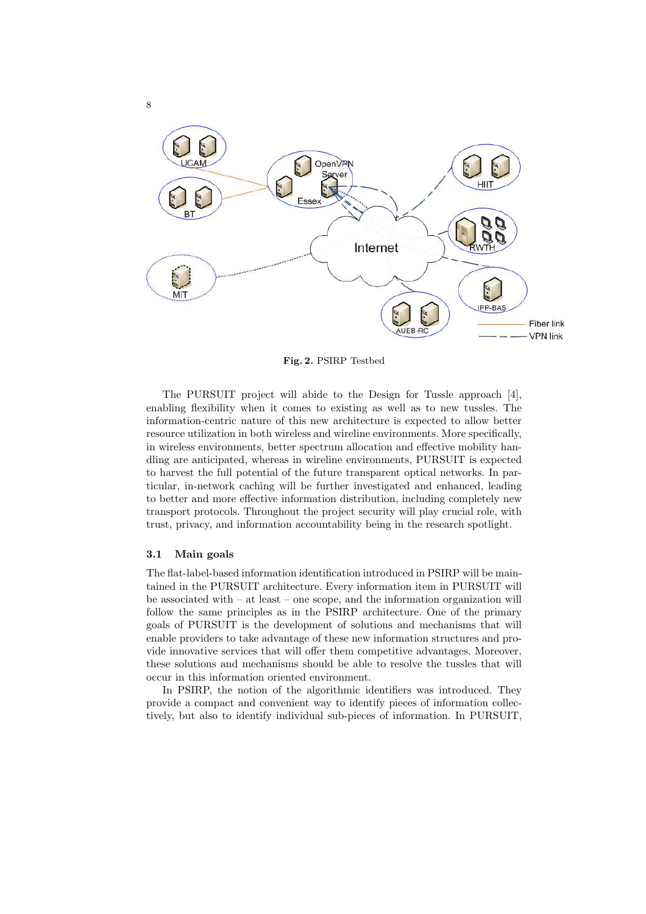**Fig. 2.** PSIRP Testbed

The PURSUIT project will abide to the Design for Tussle approach [4], enabling flexibility when it comes to existing as well as to new tussles. The information-centric nature of this new architecture is expected to allow better resource utilization in both wireless and wireline environments. More specifically, in wireless environments, better spectrum allocation and effective mobility handling are anticipated, whereas in wireline environments, PURSUIT is expected to harvest the full potential of the future transparent optical networks. In particular, in-network caching will be further investigated and enhanced, leading to better and more effective information distribution, including completely new transport protocols. Throughout the project security will play crucial role, with trust, privacy, and information accountability being in the research spotlight.

### 3.1 Main goals

The flat-label-based information identification introduced in PSIRP will be maintained in the PURSUIT architecture. Every information item in PURSUIT will be associated with – at least – one scope, and the information organization will follow the same principles as in the PSIRP architecture. One of the primary goals of PURSUIT is the development of solutions and mechanisms that will enable providers to take advantage of these new information structures and provide innovative services that will offer them competitive advantages. Moreover, these solutions and mechanisms should be able to resolve the tussles that will occur in this information oriented environment.

In PSIRP, the notion of the algorithmic identifiers was introduced. They provide a compact and convenient way to identify pieces of information collectively, but also to identify individual sub-pieces of information. In PURSUIT,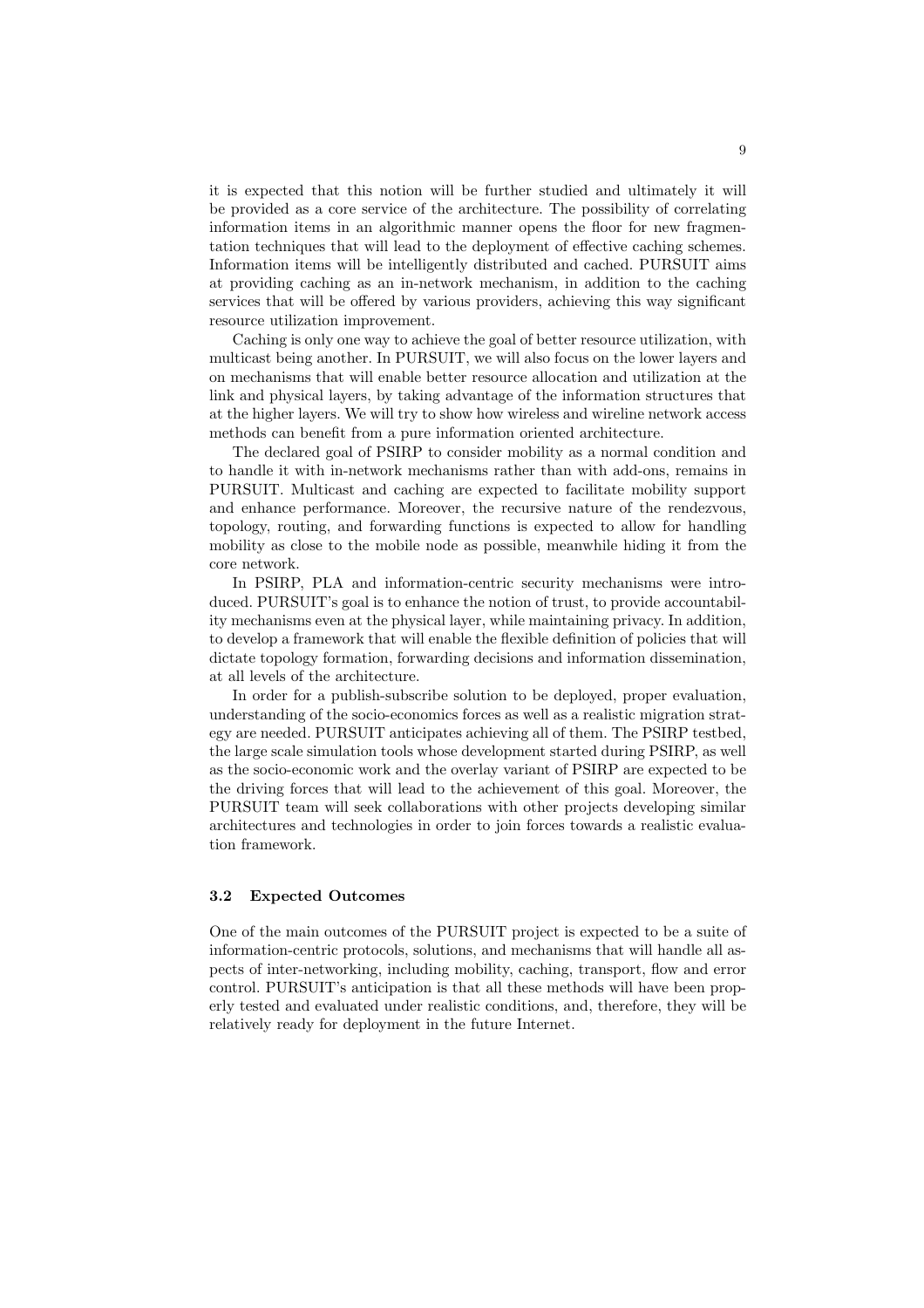it is expected that this notion will be further studied and ultimately it will be provided as a core service of the architecture. The possibility of correlating information items in an algorithmic manner opens the floor for new fragmentation techniques that will lead to the deployment of effective caching schemes. Information items will be intelligently distributed and cached. PURSUIT aims at providing caching as an in-network mechanism, in addition to the caching services that will be offered by various providers, achieving this way significant resource utilization improvement.

Caching is only one way to achieve the goal of better resource utilization, with multicast being another. In PURSUIT, we will also focus on the lower layers and on mechanisms that will enable better resource allocation and utilization at the link and physical layers, by taking advantage of the information structures that at the higher layers. We will try to show how wireless and wireline network access methods can benefit from a pure information oriented architecture.

The declared goal of PSIRP to consider mobility as a normal condition and to handle it with in-network mechanisms rather than with add-ons, remains in PURSUIT. Multicast and caching are expected to facilitate mobility support and enhance performance. Moreover, the recursive nature of the rendezvous, topology, routing, and forwarding functions is expected to allow for handling mobility as close to the mobile node as possible, meanwhile hiding it from the core network.

In PSIRP, PLA and information-centric security mechanisms were introduced. PURSUIT's goal is to enhance the notion of trust, to provide accountability mechanisms even at the physical layer, while maintaining privacy. In addition, to develop a framework that will enable the flexible definition of policies that will dictate topology formation, forwarding decisions and information dissemination, at all levels of the architecture.

In order for a publish-subscribe solution to be deployed, proper evaluation, understanding of the socio-economics forces as well as a realistic migration strategy are needed. PURSUIT anticipates achieving all of them. The PSIRP testbed, the large scale simulation tools whose development started during PSIRP, as well as the socio-economic work and the overlay variant of PSIRP are expected to be the driving forces that will lead to the achievement of this goal. Moreover, the PURSUIT team will seek collaborations with other projects developing similar architectures and technologies in order to join forces towards a realistic evaluation framework.

### 3.2 Expected Outcomes

One of the main outcomes of the PURSUIT project is expected to be a suite of information-centric protocols, solutions, and mechanisms that will handle all aspects of inter-networking, including mobility, caching, transport, flow and error control. PURSUIT's anticipation is that all these methods will have been properly tested and evaluated under realistic conditions, and, therefore, they will be relatively ready for deployment in the future Internet.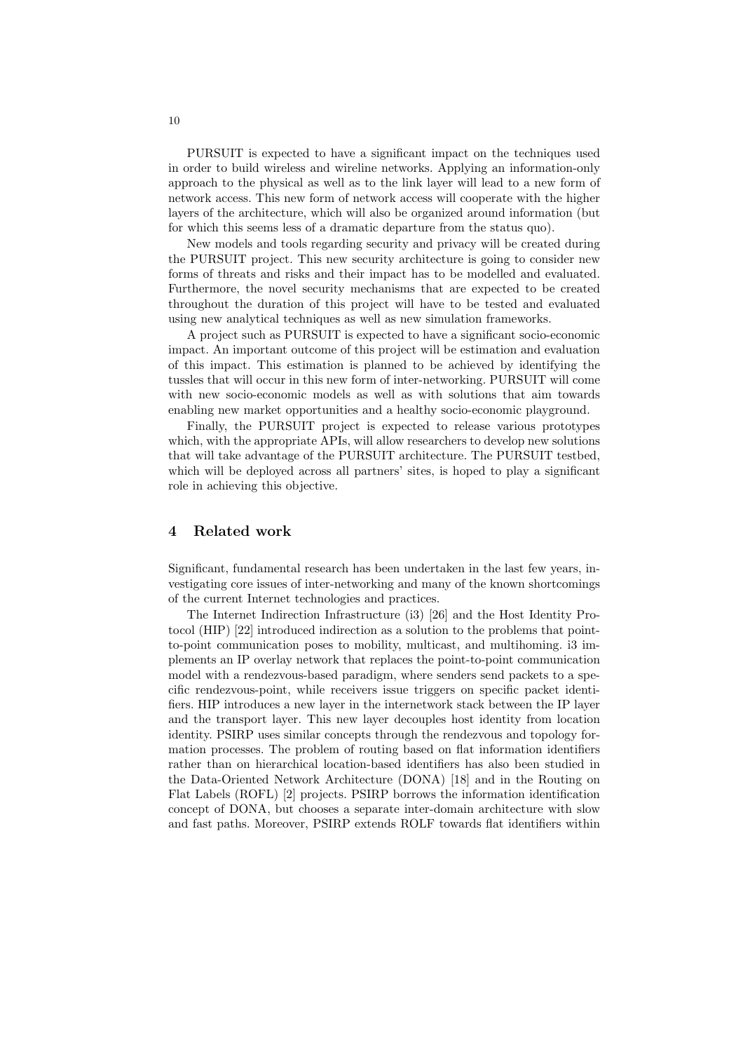PURSUIT is expected to have a significant impact on the techniques used in order to build wireless and wireline networks. Applying an information-only approach to the physical as well as to the link layer will lead to a new form of network access. This new form of network access will cooperate with the higher layers of the architecture, which will also be organized around information (but for which this seems less of a dramatic departure from the status quo).

New models and tools regarding security and privacy will be created during the PURSUIT project. This new security architecture is going to consider new forms of threats and risks and their impact has to be modelled and evaluated. Furthermore, the novel security mechanisms that are expected to be created throughout the duration of this project will have to be tested and evaluated using new analytical techniques as well as new simulation frameworks.

A project such as PURSUIT is expected to have a significant socio-economic impact. An important outcome of this project will be estimation and evaluation of this impact. This estimation is planned to be achieved by identifying the tussles that will occur in this new form of inter-networking. PURSUIT will come with new socio-economic models as well as with solutions that aim towards enabling new market opportunities and a healthy socio-economic playground.

Finally, the PURSUIT project is expected to release various prototypes which, with the appropriate APIs, will allow researchers to develop new solutions that will take advantage of the PURSUIT architecture. The PURSUIT testbed, which will be deployed across all partners' sites, is hoped to play a significant role in achieving this objective.

## 4 Related work

Significant, fundamental research has been undertaken in the last few years, investigating core issues of inter-networking and many of the known shortcomings of the current Internet technologies and practices.

The Internet Indirection Infrastructure (i3) [26] and the Host Identity Protocol (HIP) [22] introduced indirection as a solution to the problems that point-to-point communication poses to mobility, multicast, and multihoming. i3 implements an IP overlay network that replaces the point-to-point communication model with a rendezvous-based paradigm, where senders send packets to a specific rendezvous-point, while receivers issue triggers on specific packet identifiers. HIP introduces a new layer in the internetwork stack between the IP layer and the transport layer. This new layer decouples host identity from location identity. PSIRP uses similar concepts through the rendezvous and topology formation processes. The problem of routing based on flat information identifiers rather than on hierarchical location-based identifiers has also been studied in the Data-Oriented Network Architecture (DONA) [18] and in the Routing on Flat Labels (ROFL) [2] projects. PSIRP borrows the information identification concept of DONA, but chooses a separate inter-domain architecture with slow and fast paths. Moreover, PSIRP extends ROLF towards flat identifiers within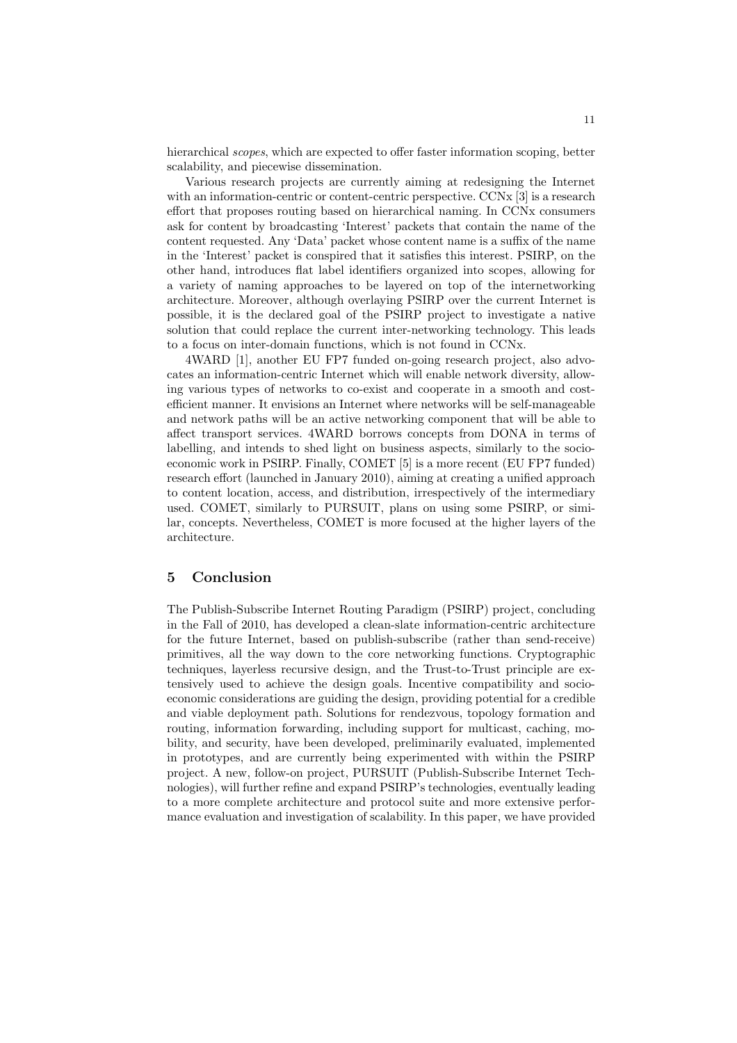hierarchical *scopes*, which are expected to offer faster information scoping, better scalability, and piecewise dissemination.

Various research projects are currently aiming at redesigning the Internet with an information-centric or content-centric perspective. CCNx [3] is a research effort that proposes routing based on hierarchical naming. In CCNx consumers ask for content by broadcasting 'Interest' packets that contain the name of the content requested. Any 'Data' packet whose content name is a suffix of the name in the 'Interest' packet is conspired that it satisfies this interest. PSIRP, on the other hand, introduces flat label identifiers organized into scopes, allowing for a variety of naming approaches to be layered on top of the internetworking architecture. Moreover, although overlaying PSIRP over the current Internet is possible, it is the declared goal of the PSIRP project to investigate a native solution that could replace the current inter-networking technology. This leads to a focus on inter-domain functions, which is not found in CCNx.

4WARD [1], another EU FP7 funded on-going research project, also advocates an information-centric Internet which will enable network diversity, allowing various types of networks to co-exist and cooperate in a smooth and cost-efficient manner. It envisions an Internet where networks will be self-manageable and network paths will be an active networking component that will be able to affect transport services. 4WARD borrows concepts from DONA in terms of labelling, and intends to shed light on business aspects, similarly to the socio-economic work in PSIRP. Finally, COMET [5] is a more recent (EU FP7 funded) research effort (launched in January 2010), aiming at creating a unified approach to content location, access, and distribution, irrespectively of the intermediary used. COMET, similarly to PURSUIT, plans on using some PSIRP, or similar, concepts. Nevertheless, COMET is more focused at the higher layers of the architecture.

## 5 Conclusion

The Publish-Subscribe Internet Routing Paradigm (PSIRP) project, concluding in the Fall of 2010, has developed a clean-slate information-centric architecture for the future Internet, based on publish-subscribe (rather than send-receive) primitives, all the way down to the core networking functions. Cryptographic techniques, layerless recursive design, and the Trust-to-Trust principle are extensively used to achieve the design goals. Incentive compatibility and socio-economic considerations are guiding the design, providing potential for a credible and viable deployment path. Solutions for rendezvous, topology formation and routing, information forwarding, including support for multicast, caching, mobility, and security, have been developed, preliminarily evaluated, implemented in prototypes, and are currently being experimented with within the PSIRP project. A new, follow-on project, PURSUIT (Publish-Subscribe Internet Technologies), will further refine and expand PSIRP's technologies, eventually leading to a more complete architecture and protocol suite and more extensive performance evaluation and investigation of scalability. In this paper, we have provided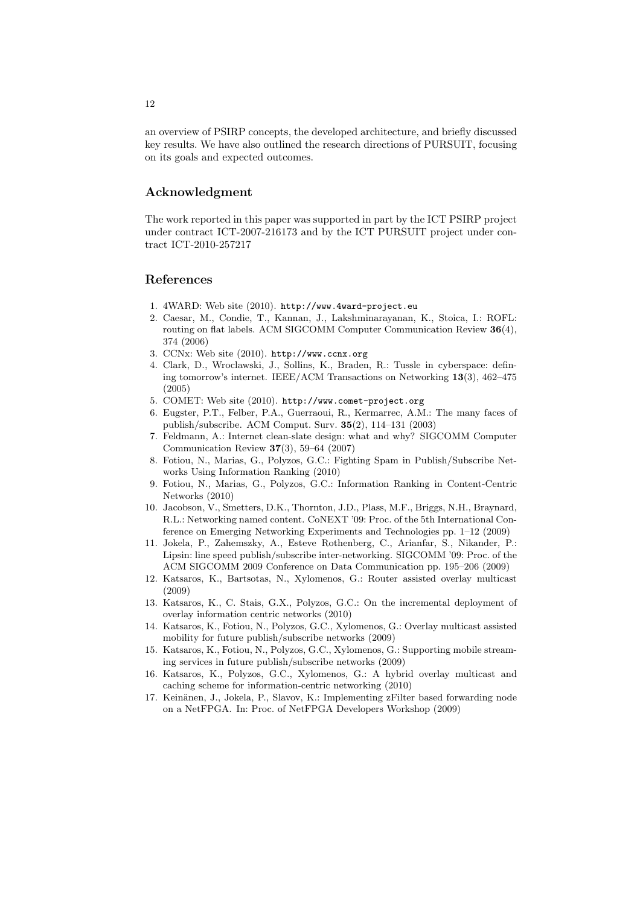an overview of PSIRP concepts, the developed architecture, and briefly discussed key results. We have also outlined the research directions of PURSUIT, focusing on its goals and expected outcomes.

## Acknowledgment

The work reported in this paper was supported in part by the ICT PSIRP project under contract ICT-2007-216173 and by the ICT PURSUIT project under contract ICT-2010-257217

## References

1. 4WARD: Web site (2010). http://www.4ward-project.eu
2. Caesar, M., Condie, T., Kannan, J., Lakshminarayanan, K., Stoica, I.: ROFL: routing on flat labels. ACM SIGCOMM Computer Communication Review **36**(4), 374 (2006)
3. CCNx: Web site (2010). http://www.ccnx.org
4. Clark, D., Wroclawski, J., Sollins, K., Braden, R.: Tussle in cyberspace: defining tomorrow's internet. IEEE/ACM Transactions on Networking **13**(3), 462–475 (2005)
5. COMET: Web site (2010). http://www.comet-project.org
6. Eugster, P.T., Felber, P.A., Guerraoui, R., Kermarrec, A.M.: The many faces of publish/subscribe. ACM Comput. Surv. **35**(2), 114–131 (2003)
7. Feldmann, A.: Internet clean-slate design: what and why? SIGCOMM Computer Communication Review **37**(3), 59–64 (2007)
8. Fotiou, N., Marias, G., Polyzos, G.C.: Fighting Spam in Publish/Subscribe Networks Using Information Ranking (2010)
9. Fotiou, N., Marias, G., Polyzos, G.C.: Information Ranking in Content-Centric Networks (2010)
10. Jacobson, V., Smetters, D.K., Thornton, J.D., Plass, M.F., Briggs, N.H., Braynard, R.L.: Networking named content. CoNEXT '09: Proc. of the 5th International Conference on Emerging Networking Experiments and Technologies pp. 1–12 (2009)
11. Jokela, P., Zahemszky, A., Esteve Rothenberg, C., Arianfar, S., Nikander, P.: Lipsin: line speed publish/subscribe inter-networking. SIGCOMM '09: Proc. of the ACM SIGCOMM 2009 Conference on Data Communication pp. 195–206 (2009)
12. Katsaros, K., Bartsotas, N., Xylomenos, G.: Router assisted overlay multicast (2009)
13. Katsaros, K., C. Stais, G.X., Polyzos, G.C.: On the incremental deployment of overlay information centric networks (2010)
14. Katsaros, K., Fotiou, N., Polyzos, G.C., Xylomenos, G.: Overlay multicast assisted mobility for future publish/subscribe networks (2009)
15. Katsaros, K., Fotiou, N., Polyzos, G.C., Xylomenos, G.: Supporting mobile streaming services in future publish/subscribe networks (2009)
16. Katsaros, K., Polyzos, G.C., Xylomenos, G.: A hybrid overlay multicast and caching scheme for information-centric networking (2010)
17. Keinänen, J., Jokela, P., Slavov, K.: Implementing zFilter based forwarding node on a NetFPGA. In: Proc. of NetFPGA Developers Workshop (2009)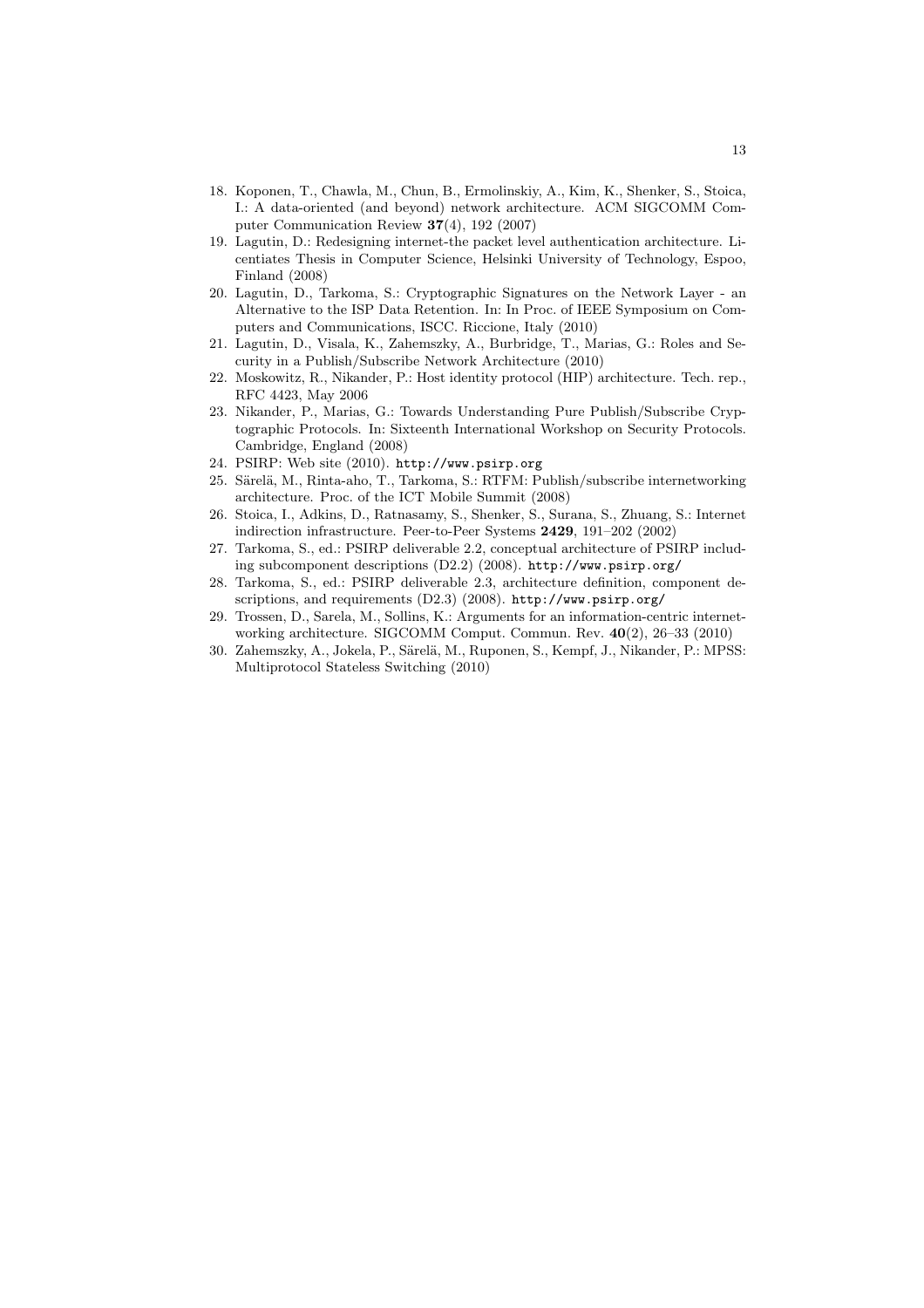18. Koponen, T., Chawla, M., Chun, B., Ermolinskiy, A., Kim, K., Shenker, S., Stoica, I.: A data-oriented (and beyond) network architecture. ACM SIGCOMM Computer Communication Review **37**(4), 192 (2007)
19. Lagutin, D.: Redesigning internet-the packet level authentication architecture. Licentiates Thesis in Computer Science, Helsinki University of Technology, Espoo, Finland (2008)
20. Lagutin, D., Tarkoma, S.: Cryptographic Signatures on the Network Layer - an Alternative to the ISP Data Retention. In: In Proc. of IEEE Symposium on Computers and Communications, ISCC. Riccione, Italy (2010)
21. Lagutin, D., Visala, K., Zahemszky, A., Burbridge, T., Marias, G.: Roles and Security in a Publish/Subscribe Network Architecture (2010)
22. Moskowitz, R., Nikander, P.: Host identity protocol (HIP) architecture. Tech. rep., RFC 4423, May 2006
23. Nikander, P., Marias, G.: Towards Understanding Pure Publish/Subscribe Cryptographic Protocols. In: Sixteenth International Workshop on Security Protocols. Cambridge, England (2008)
24. PSIRP: Web site (2010). `http://www.psirp.org`
25. Särelä, M., Rinta-aho, T., Tarkoma, S.: RTFM: Publish/subscribe internetworking architecture. Proc. of the ICT Mobile Summit (2008)
26. Stoica, I., Adkins, D., Ratnasamy, S., Shenker, S., Surana, S., Zhuang, S.: Internet indirection infrastructure. Peer-to-Peer Systems **2429**, 191–202 (2002)
27. Tarkoma, S., ed.: PSIRP deliverable 2.2, conceptual architecture of PSIRP including subcomponent descriptions (D2.2) (2008). `http://www.psirp.org/`
28. Tarkoma, S., ed.: PSIRP deliverable 2.3, architecture definition, component descriptions, and requirements (D2.3) (2008). `http://www.psirp.org/`
29. Trossen, D., Sarela, M., Sollins, K.: Arguments for an information-centric internetworking architecture. SIGCOMM Comput. Commun. Rev. **40**(2), 26–33 (2010)
30. Zahemszky, A., Jokela, P., Särelä, M., Ruponen, S., Kempf, J., Nikander, P.: MPSS: Multiprotocol Stateless Switching (2010)